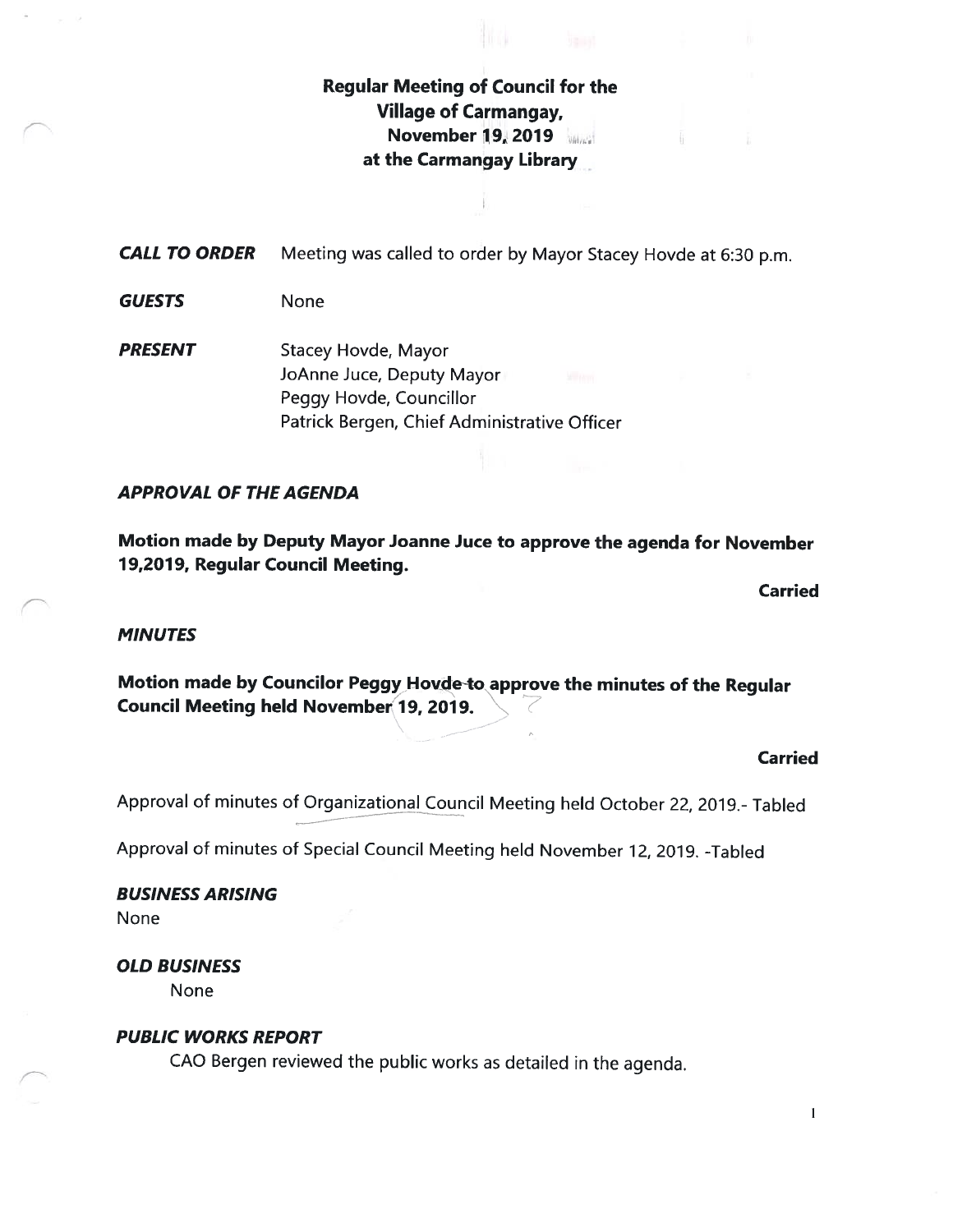# Regular Meeting of Council for the Village of Carmangay, November 19, 2019 at the Carmangay Library

***CALL TO ORDER*** Meeting was called to order by Mayor Stacey Hovde at 6:30 p.m.

***GUESTS*** None

***PRESENT*** Stacey Hovde, Mayor
JoAnne Juce, Deputy Mayor
Peggy Hovde, Councillor
Patrick Bergen, Chief Administrative Officer

### *APPROVAL OF THE AGENDA*

**Motion made by Deputy Mayor Joanne Juce to approve the agenda for November 19,2019, Regular Council Meeting.**

**Carried**

### *MINUTES*

**Motion made by Councilor Peggy Hovde to approve the minutes of the Regular Council Meeting held November 19, 2019.**

**Carried**

Approval of minutes of Organizational Council Meeting held October 22, 2019.- Tabled

Approval of minutes of Special Council Meeting held November 12, 2019. -Tabled

### *BUSINESS ARISING*

None

### *OLD BUSINESS*

None

### *PUBLIC WORKS REPORT*

CAO Bergen reviewed the public works as detailed in the agenda.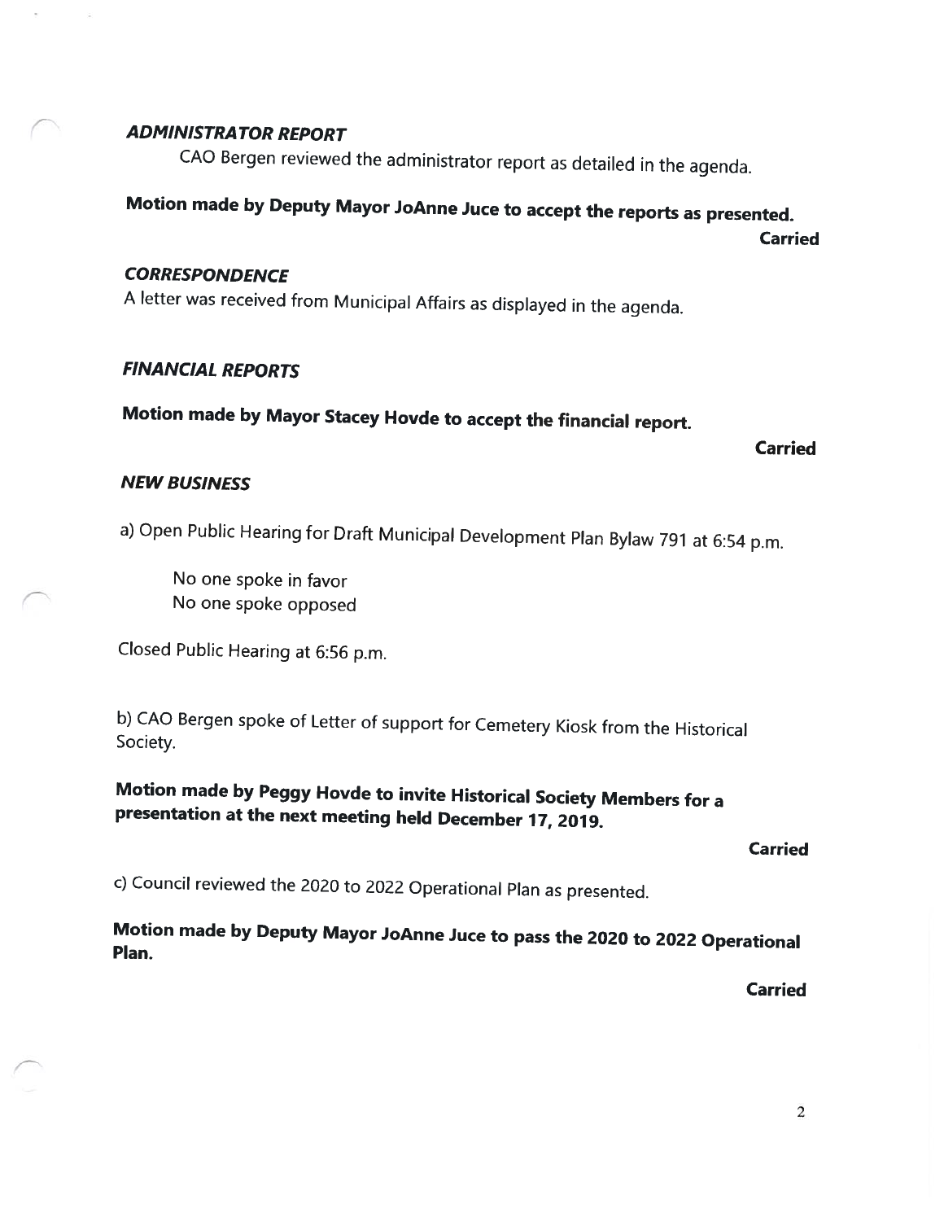### *ADMINISTRATOR REPORT*

CAO Bergen reviewed the administrator report as detailed in the agenda.

**Motion made by Deputy Mayor JoAnne Juce to accept the reports as presented.**

**Carried**

### *CORRESPONDENCE*

A letter was received from Municipal Affairs as displayed in the agenda.

### *FINANCIAL REPORTS*

**Motion made by Mayor Stacey Hovde to accept the financial report.**

**Carried**

### *NEW BUSINESS*

a) Open Public Hearing for Draft Municipal Development Plan Bylaw 791 at 6:54 p.m.

No one spoke in favor
No one spoke opposed

Closed Public Hearing at 6:56 p.m.

b) CAO Bergen spoke of Letter of support for Cemetery Kiosk from the Historical Society.

**Motion made by Peggy Hovde to invite Historical Society Members for a presentation at the next meeting held December 17, 2019.**

**Carried**

c) Council reviewed the 2020 to 2022 Operational Plan as presented.

**Motion made by Deputy Mayor JoAnne Juce to pass the 2020 to 2022 Operational Plan.**

**Carried**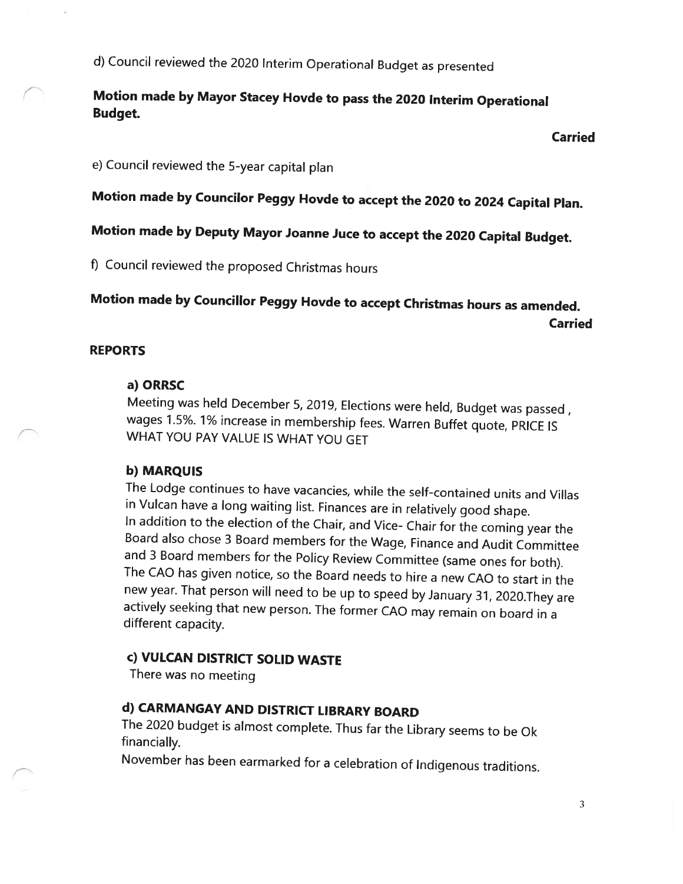d) Council reviewed the 2020 Interim Operational Budget as presented

**Motion made by Mayor Stacey Hovde to pass the 2020 Interim Operational Budget.**

**Carried**

e) Council reviewed the 5-year capital plan

**Motion made by Councilor Peggy Hovde to accept the 2020 to 2024 Capital Plan.**

**Motion made by Deputy Mayor Joanne Juce to accept the 2020 Capital Budget.**

f) Council reviewed the proposed Christmas hours

**Motion made by Councillor Peggy Hovde to accept Christmas hours as amended.**

**Carried**

## REPORTS

### a) ORRSC

Meeting was held December 5, 2019, Elections were held, Budget was passed , wages 1.5%. 1% increase in membership fees. Warren Buffet quote, PRICE IS WHAT YOU PAY VALUE IS WHAT YOU GET

### b) MARQUIS

The Lodge continues to have vacancies, while the self-contained units and Villas in Vulcan have a long waiting list. Finances are in relatively good shape.
In addition to the election of the Chair, and Vice- Chair for the coming year the Board also chose 3 Board members for the Wage, Finance and Audit Committee and 3 Board members for the Policy Review Committee (same ones for both).
The CAO has given notice, so the Board needs to hire a new CAO to start in the new year. That person will need to be up to speed by January 31, 2020.They are actively seeking that new person. The former CAO may remain on board in a different capacity.

### c) VULCAN DISTRICT SOLID WASTE

There was no meeting

### d) CARMANGAY AND DISTRICT LIBRARY BOARD

The 2020 budget is almost complete. Thus far the Library seems to be Ok financially.

November has been earmarked for a celebration of Indigenous traditions.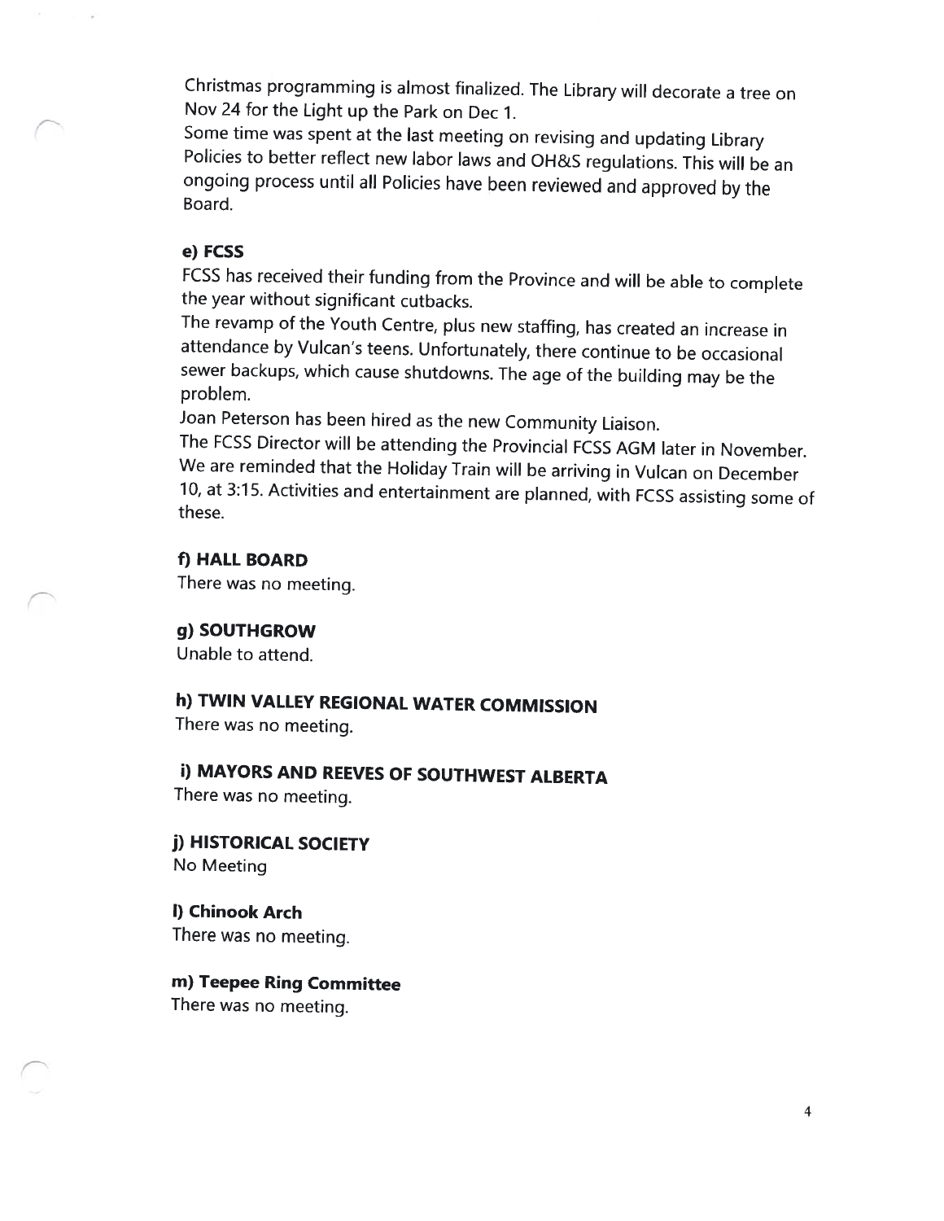Christmas programming is almost finalized. The Library will decorate a tree on Nov 24 for the Light up the Park on Dec 1.
Some time was spent at the last meeting on revising and updating Library Policies to better reflect new labor laws and OH&S regulations. This will be an ongoing process until all Policies have been reviewed and approved by the Board.

**e) FCSS**

FCSS has received their funding from the Province and will be able to complete the year without significant cutbacks.
The revamp of the Youth Centre, plus new staffing, has created an increase in attendance by Vulcan's teens. Unfortunately, there continue to be occasional sewer backups, which cause shutdowns. The age of the building may be the problem.
Joan Peterson has been hired as the new Community Liaison.
The FCSS Director will be attending the Provincial FCSS AGM later in November.
We are reminded that the Holiday Train will be arriving in Vulcan on December 10, at 3:15. Activities and entertainment are planned, with FCSS assisting some of these.

**f) HALL BOARD**

There was no meeting.

**g) SOUTHGROW**

Unable to attend.

**h) TWIN VALLEY REGIONAL WATER COMMISSION**

There was no meeting.

**i) MAYORS AND REEVES OF SOUTHWEST ALBERTA**

There was no meeting.

**j) HISTORICAL SOCIETY**

No Meeting

**l) Chinook Arch**

There was no meeting.

**m) Teepee Ring Committee**

There was no meeting.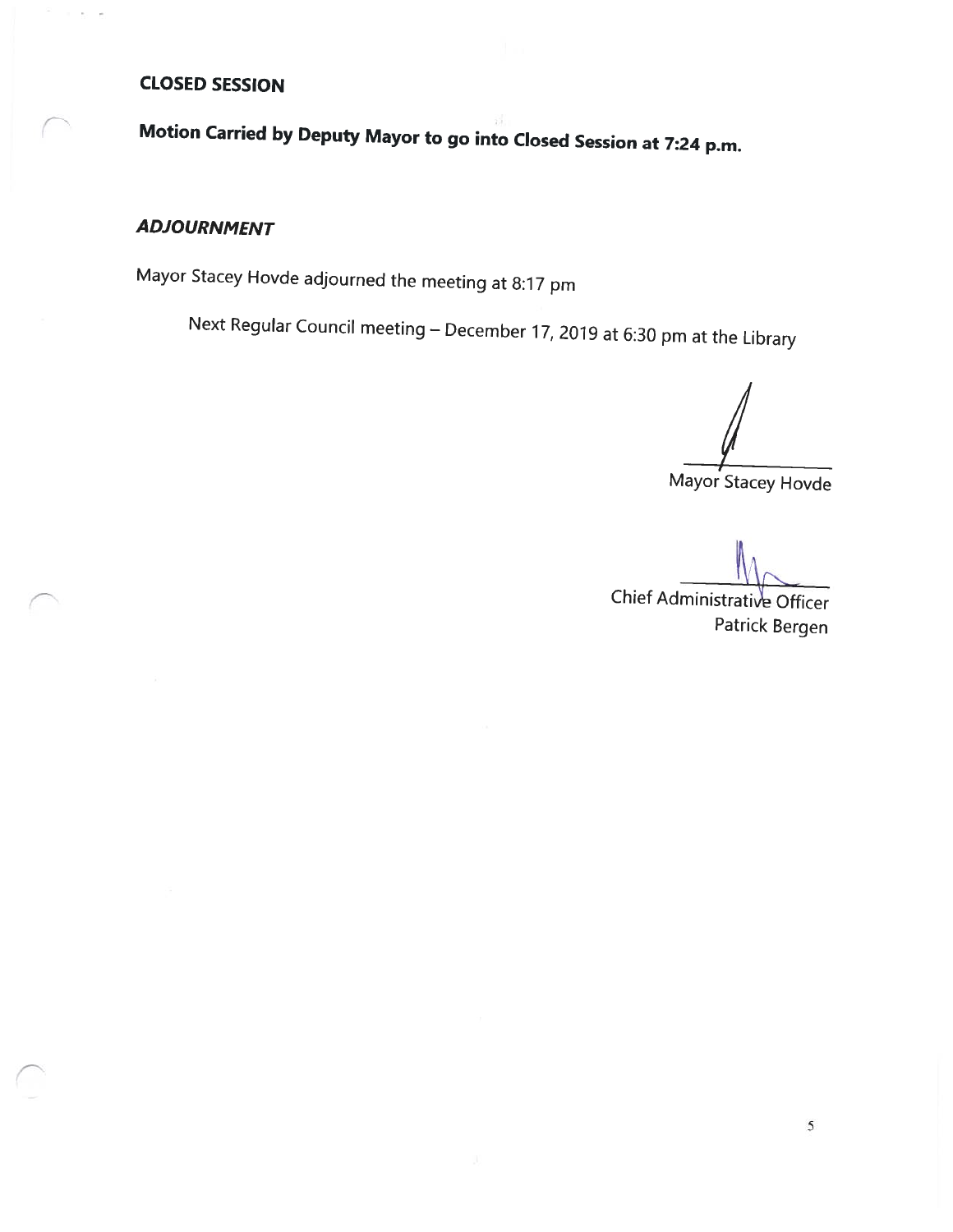**CLOSED SESSION**

**Motion Carried by Deputy Mayor to go into Closed Session at 7:24 p.m.**

***ADJOURNMENT***

Mayor Stacey Hovde adjourned the meeting at 8:17 pm

Next Regular Council meeting – December 17, 2019 at 6:30 pm at the Library

Mayor Stacey Hovde

Chief Administrative Officer
Patrick Bergen